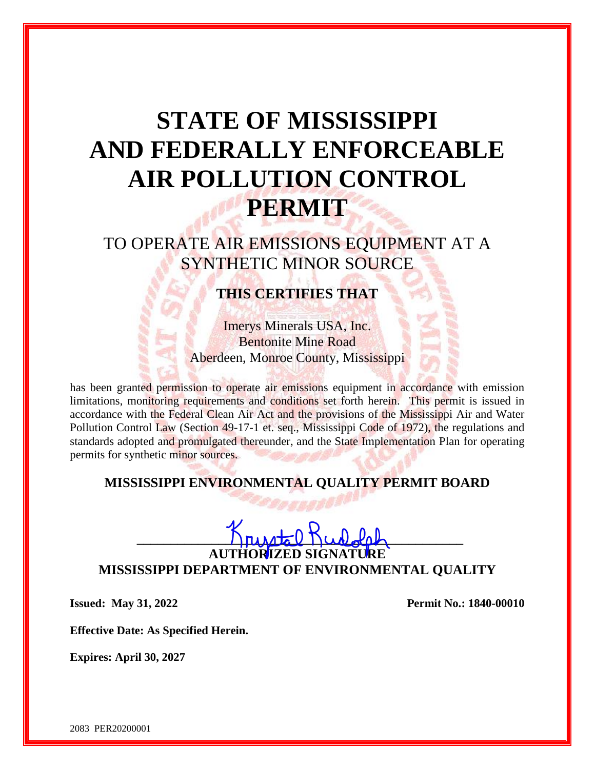# STATE OF MISSISSIPPI AND FEDERALLY ENFORCEABLE AIR POLLUTION CONTROL PERMIT

## TO OPERATE AIR EMISSIONS EQUIPMENT AT A SYNTHETIC MINOR SOURCE

### THIS CERTIFIES THAT

Imerys Minerals USA, Inc.
Bentonite Mine Road
Aberdeen, Monroe County, Mississippi

has been granted permission to operate air emissions equipment in accordance with emission limitations, monitoring requirements and conditions set forth herein. This permit is issued in accordance with the Federal Clean Air Act and the provisions of the Mississippi Air and Water Pollution Control Law (Section 49-17-1 et. seq., Mississippi Code of 1972), the regulations and standards adopted and promulgated thereunder, and the State Implementation Plan for operating permits for synthetic minor sources.

**MISSISSIPPI ENVIRONMENTAL QUALITY PERMIT BOARD**

Krystal Rudolph

**AUTHORIZED SIGNATURE**
**MISSISSIPPI DEPARTMENT OF ENVIRONMENTAL QUALITY**

**Issued: May 31, 2022** **Permit No.: 1840-00010**

**Effective Date: As Specified Herein.**

**Expires: April 30, 2027**

2083 PER20200001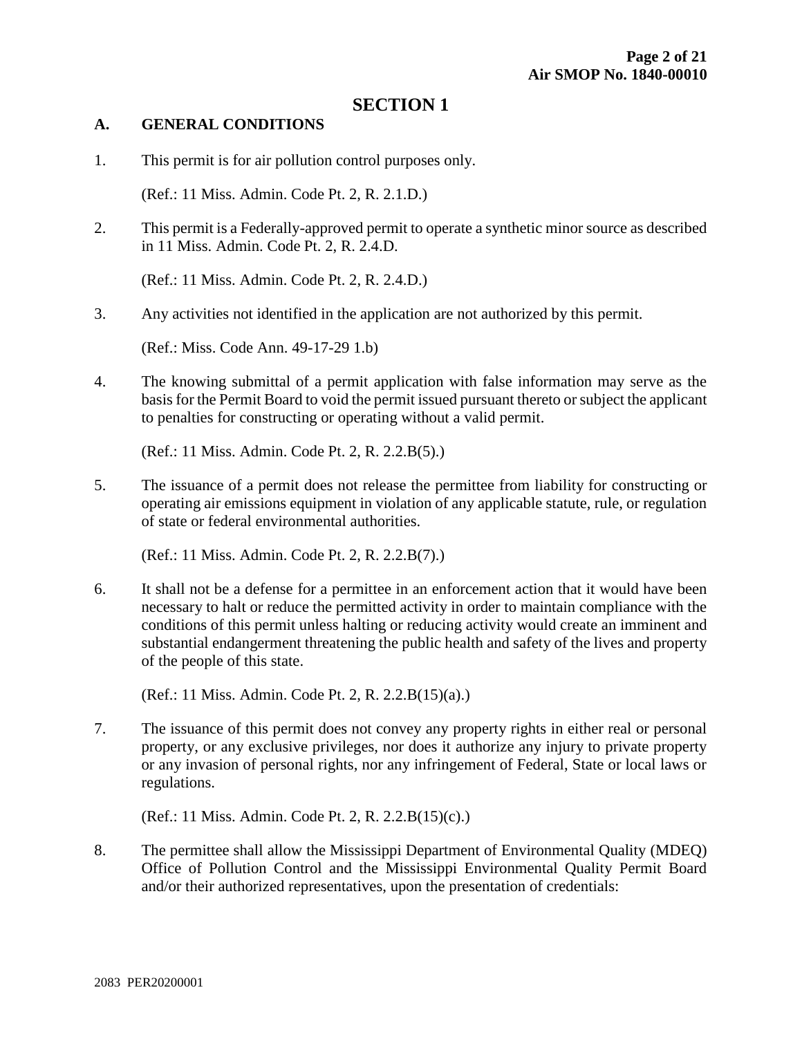# SECTION 1

## A. GENERAL CONDITIONS

1. This permit is for air pollution control purposes only.

   (Ref.: 11 Miss. Admin. Code Pt. 2, R. 2.1.D.)

2. This permit is a Federally-approved permit to operate a synthetic minor source as described in 11 Miss. Admin. Code Pt. 2, R. 2.4.D.

   (Ref.: 11 Miss. Admin. Code Pt. 2, R. 2.4.D.)

3. Any activities not identified in the application are not authorized by this permit.

   (Ref.: Miss. Code Ann. 49-17-29 1.b)

4. The knowing submittal of a permit application with false information may serve as the basis for the Permit Board to void the permit issued pursuant thereto or subject the applicant to penalties for constructing or operating without a valid permit.

   (Ref.: 11 Miss. Admin. Code Pt. 2, R. 2.2.B(5).)

5. The issuance of a permit does not release the permittee from liability for constructing or operating air emissions equipment in violation of any applicable statute, rule, or regulation of state or federal environmental authorities.

   (Ref.: 11 Miss. Admin. Code Pt. 2, R. 2.2.B(7).)

6. It shall not be a defense for a permittee in an enforcement action that it would have been necessary to halt or reduce the permitted activity in order to maintain compliance with the conditions of this permit unless halting or reducing activity would create an imminent and substantial endangerment threatening the public health and safety of the lives and property of the people of this state.

   (Ref.: 11 Miss. Admin. Code Pt. 2, R. 2.2.B(15)(a).)

7. The issuance of this permit does not convey any property rights in either real or personal property, or any exclusive privileges, nor does it authorize any injury to private property or any invasion of personal rights, nor any infringement of Federal, State or local laws or regulations.

   (Ref.: 11 Miss. Admin. Code Pt. 2, R. 2.2.B(15)(c).)

8. The permittee shall allow the Mississippi Department of Environmental Quality (MDEQ) Office of Pollution Control and the Mississippi Environmental Quality Permit Board and/or their authorized representatives, upon the presentation of credentials: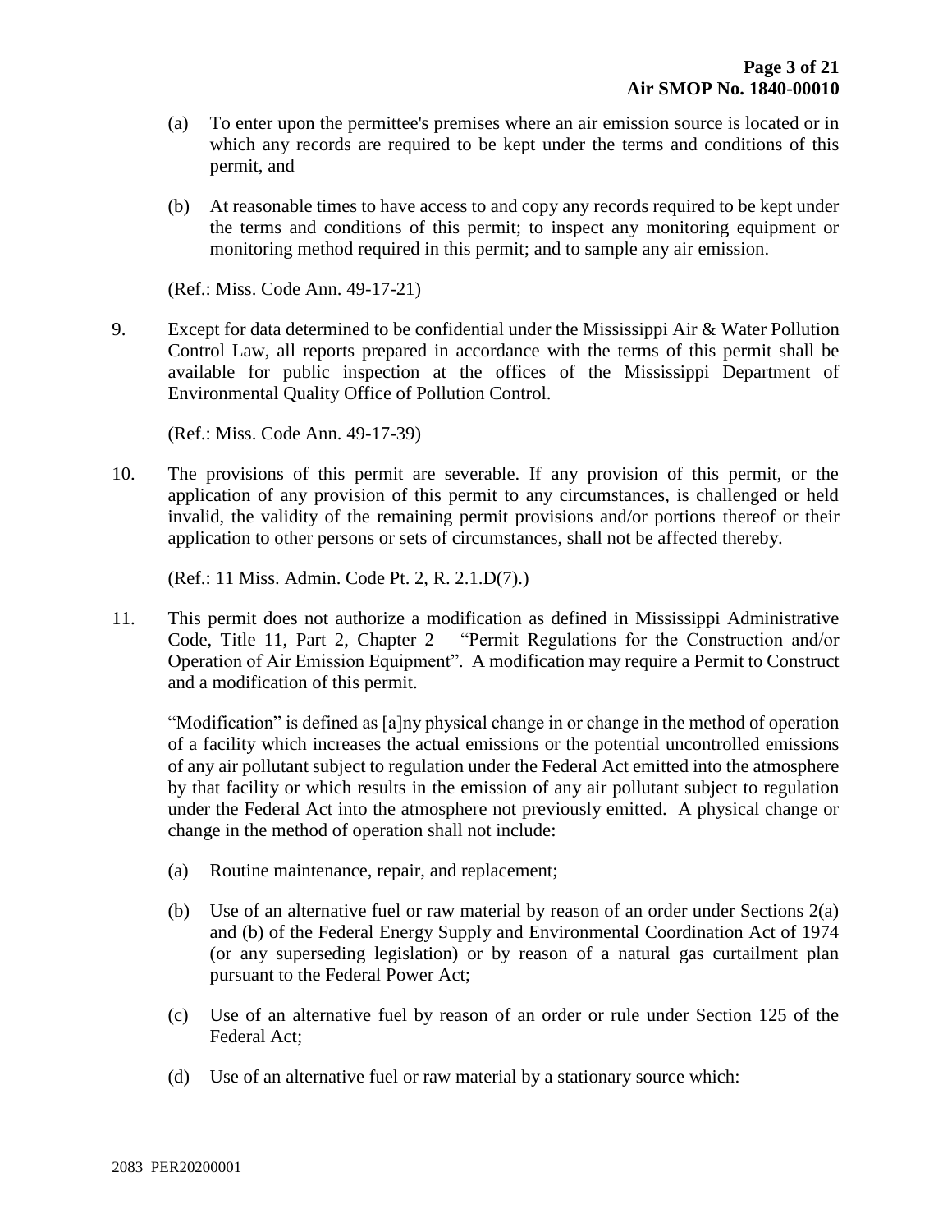(a) To enter upon the permittee's premises where an air emission source is located or in which any records are required to be kept under the terms and conditions of this permit, and

(b) At reasonable times to have access to and copy any records required to be kept under the terms and conditions of this permit; to inspect any monitoring equipment or monitoring method required in this permit; and to sample any air emission.

(Ref.: Miss. Code Ann. 49-17-21)

9. Except for data determined to be confidential under the Mississippi Air & Water Pollution Control Law, all reports prepared in accordance with the terms of this permit shall be available for public inspection at the offices of the Mississippi Department of Environmental Quality Office of Pollution Control.

   (Ref.: Miss. Code Ann. 49-17-39)

10. The provisions of this permit are severable. If any provision of this permit, or the application of any provision of this permit to any circumstances, is challenged or held invalid, the validity of the remaining permit provisions and/or portions thereof or their application to other persons or sets of circumstances, shall not be affected thereby.

    (Ref.: 11 Miss. Admin. Code Pt. 2, R. 2.1.D(7).)

11. This permit does not authorize a modification as defined in Mississippi Administrative Code, Title 11, Part 2, Chapter 2 – "Permit Regulations for the Construction and/or Operation of Air Emission Equipment". A modification may require a Permit to Construct and a modification of this permit.

    "Modification" is defined as [a]ny physical change in or change in the method of operation of a facility which increases the actual emissions or the potential uncontrolled emissions of any air pollutant subject to regulation under the Federal Act emitted into the atmosphere by that facility or which results in the emission of any air pollutant subject to regulation under the Federal Act into the atmosphere not previously emitted. A physical change or change in the method of operation shall not include:

    (a) Routine maintenance, repair, and replacement;

    (b) Use of an alternative fuel or raw material by reason of an order under Sections 2(a) and (b) of the Federal Energy Supply and Environmental Coordination Act of 1974 (or any superseding legislation) or by reason of a natural gas curtailment plan pursuant to the Federal Power Act;

    (c) Use of an alternative fuel by reason of an order or rule under Section 125 of the Federal Act;

    (d) Use of an alternative fuel or raw material by a stationary source which: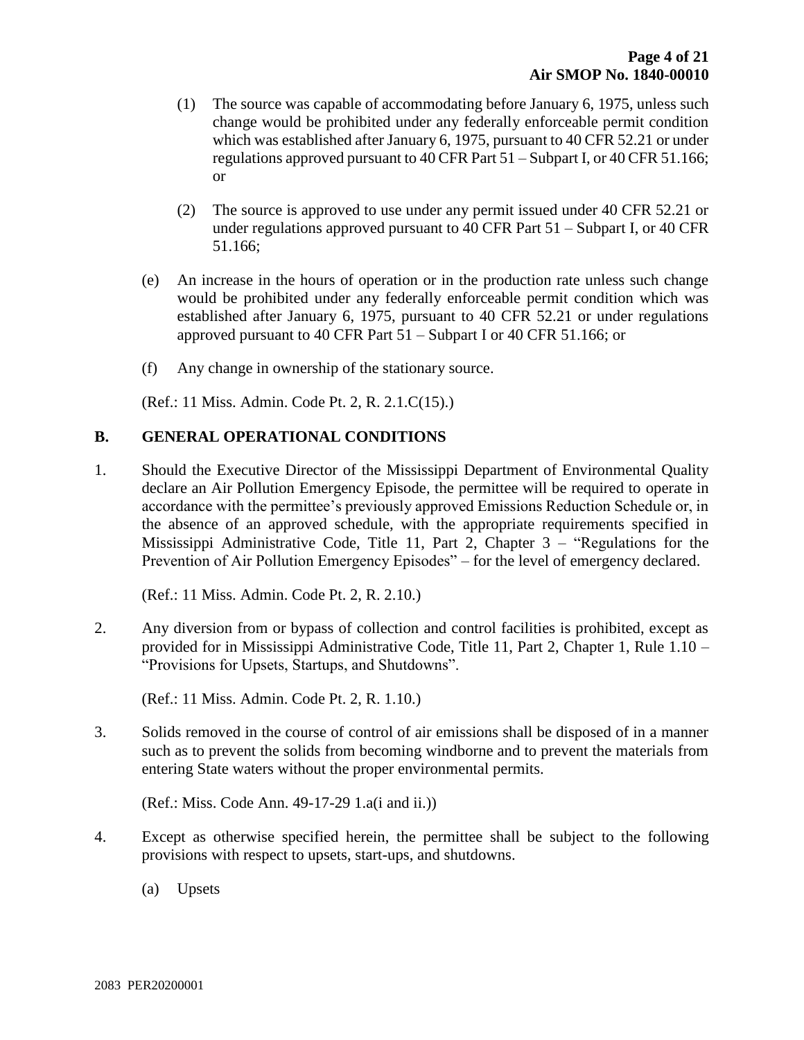(1) The source was capable of accommodating before January 6, 1975, unless such change would be prohibited under any federally enforceable permit condition which was established after January 6, 1975, pursuant to 40 CFR 52.21 or under regulations approved pursuant to 40 CFR Part 51 – Subpart I, or 40 CFR 51.166; or

(2) The source is approved to use under any permit issued under 40 CFR 52.21 or under regulations approved pursuant to 40 CFR Part 51 – Subpart I, or 40 CFR 51.166;

(e) An increase in the hours of operation or in the production rate unless such change would be prohibited under any federally enforceable permit condition which was established after January 6, 1975, pursuant to 40 CFR 52.21 or under regulations approved pursuant to 40 CFR Part 51 – Subpart I or 40 CFR 51.166; or

(f) Any change in ownership of the stationary source.

(Ref.: 11 Miss. Admin. Code Pt. 2, R. 2.1.C(15).)

## B. GENERAL OPERATIONAL CONDITIONS

1. Should the Executive Director of the Mississippi Department of Environmental Quality declare an Air Pollution Emergency Episode, the permittee will be required to operate in accordance with the permittee's previously approved Emissions Reduction Schedule or, in the absence of an approved schedule, with the appropriate requirements specified in Mississippi Administrative Code, Title 11, Part 2, Chapter 3 – "Regulations for the Prevention of Air Pollution Emergency Episodes" – for the level of emergency declared.

   (Ref.: 11 Miss. Admin. Code Pt. 2, R. 2.10.)

2. Any diversion from or bypass of collection and control facilities is prohibited, except as provided for in Mississippi Administrative Code, Title 11, Part 2, Chapter 1, Rule 1.10 – "Provisions for Upsets, Startups, and Shutdowns".

   (Ref.: 11 Miss. Admin. Code Pt. 2, R. 1.10.)

3. Solids removed in the course of control of air emissions shall be disposed of in a manner such as to prevent the solids from becoming windborne and to prevent the materials from entering State waters without the proper environmental permits.

   (Ref.: Miss. Code Ann. 49-17-29 1.a(i and ii.))

4. Except as otherwise specified herein, the permittee shall be subject to the following provisions with respect to upsets, start-ups, and shutdowns.

   (a) Upsets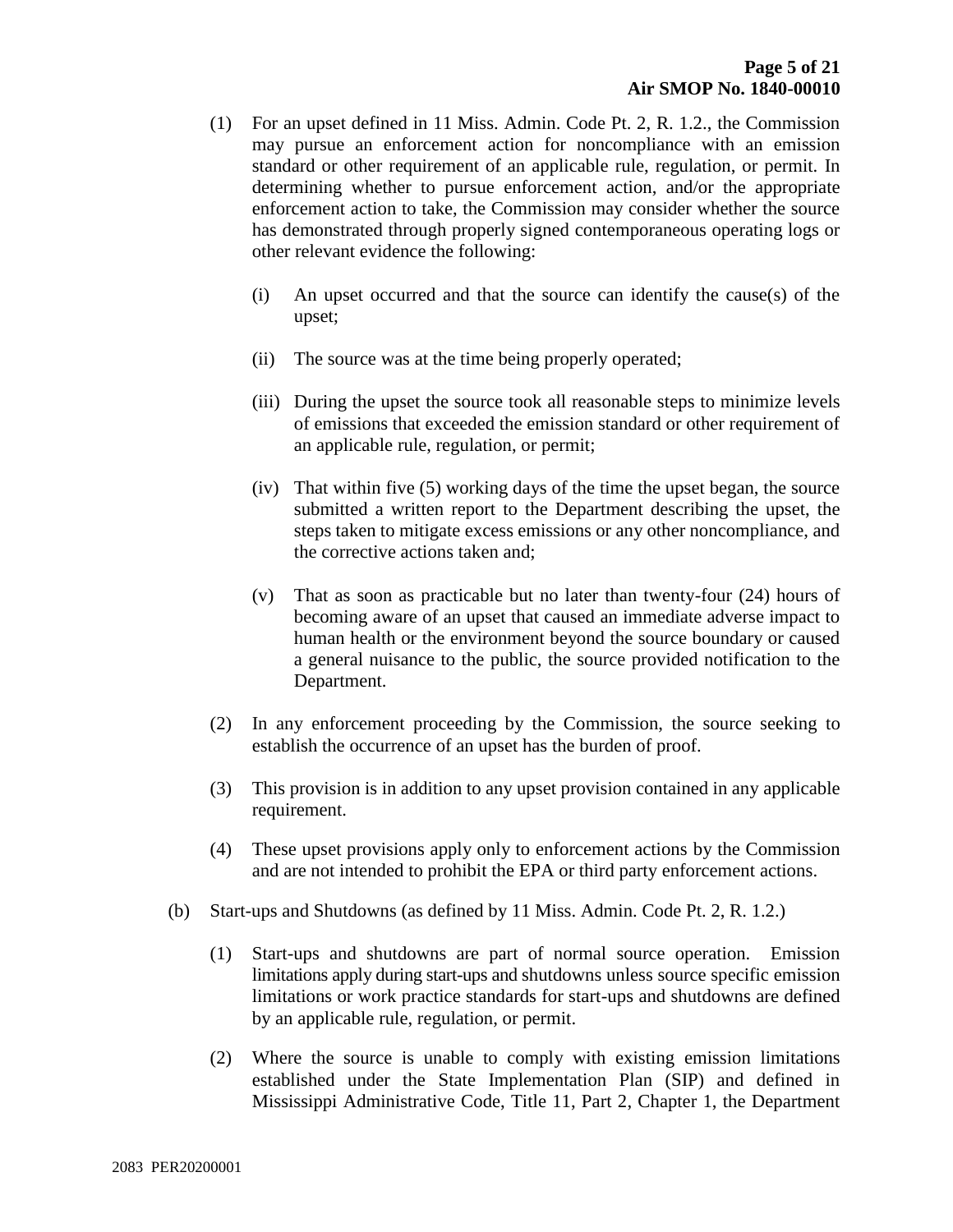(1) For an upset defined in 11 Miss. Admin. Code Pt. 2, R. 1.2., the Commission may pursue an enforcement action for noncompliance with an emission standard or other requirement of an applicable rule, regulation, or permit. In determining whether to pursue enforcement action, and/or the appropriate enforcement action to take, the Commission may consider whether the source has demonstrated through properly signed contemporaneous operating logs or other relevant evidence the following:

   (i) An upset occurred and that the source can identify the cause(s) of the upset;

   (ii) The source was at the time being properly operated;

   (iii) During the upset the source took all reasonable steps to minimize levels of emissions that exceeded the emission standard or other requirement of an applicable rule, regulation, or permit;

   (iv) That within five (5) working days of the time the upset began, the source submitted a written report to the Department describing the upset, the steps taken to mitigate excess emissions or any other noncompliance, and the corrective actions taken and;

   (v) That as soon as practicable but no later than twenty-four (24) hours of becoming aware of an upset that caused an immediate adverse impact to human health or the environment beyond the source boundary or caused a general nuisance to the public, the source provided notification to the Department.

(2) In any enforcement proceeding by the Commission, the source seeking to establish the occurrence of an upset has the burden of proof.

(3) This provision is in addition to any upset provision contained in any applicable requirement.

(4) These upset provisions apply only to enforcement actions by the Commission and are not intended to prohibit the EPA or third party enforcement actions.

(b) Start-ups and Shutdowns (as defined by 11 Miss. Admin. Code Pt. 2, R. 1.2.)

   (1) Start-ups and shutdowns are part of normal source operation. Emission limitations apply during start-ups and shutdowns unless source specific emission limitations or work practice standards for start-ups and shutdowns are defined by an applicable rule, regulation, or permit.

   (2) Where the source is unable to comply with existing emission limitations established under the State Implementation Plan (SIP) and defined in Mississippi Administrative Code, Title 11, Part 2, Chapter 1, the Department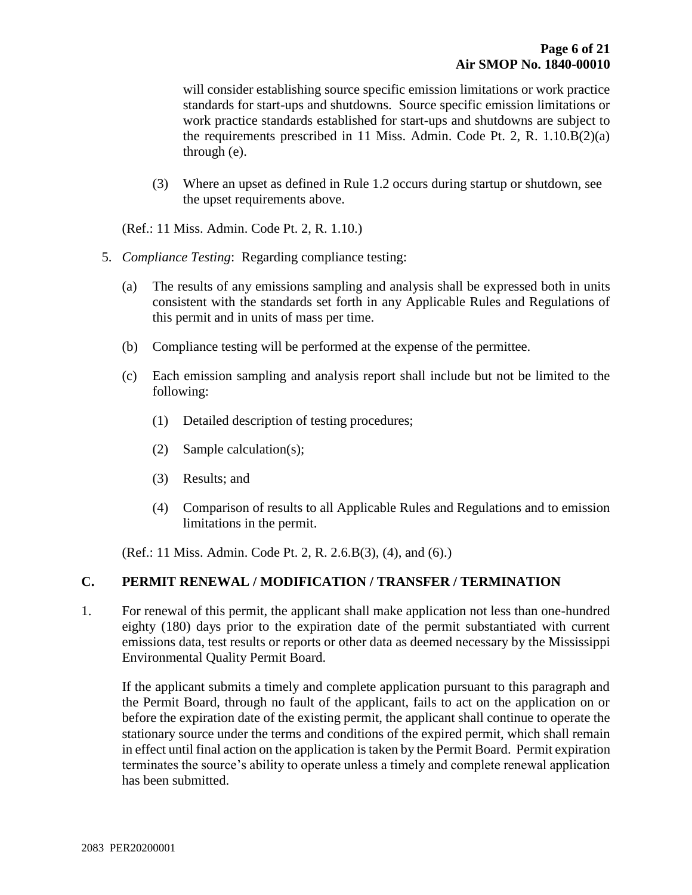will consider establishing source specific emission limitations or work practice standards for start-ups and shutdowns. Source specific emission limitations or work practice standards established for start-ups and shutdowns are subject to the requirements prescribed in 11 Miss. Admin. Code Pt. 2, R. 1.10.B(2)(a) through (e).

(3) Where an upset as defined in Rule 1.2 occurs during startup or shutdown, see the upset requirements above.

(Ref.: 11 Miss. Admin. Code Pt. 2, R. 1.10.)

5. *Compliance Testing*: Regarding compliance testing:

   (a) The results of any emissions sampling and analysis shall be expressed both in units consistent with the standards set forth in any Applicable Rules and Regulations of this permit and in units of mass per time.

   (b) Compliance testing will be performed at the expense of the permittee.

   (c) Each emission sampling and analysis report shall include but not be limited to the following:

      (1) Detailed description of testing procedures;

      (2) Sample calculation(s);

      (3) Results; and

      (4) Comparison of results to all Applicable Rules and Regulations and to emission limitations in the permit.

   (Ref.: 11 Miss. Admin. Code Pt. 2, R. 2.6.B(3), (4), and (6).)

## C. PERMIT RENEWAL / MODIFICATION / TRANSFER / TERMINATION

1. For renewal of this permit, the applicant shall make application not less than one-hundred eighty (180) days prior to the expiration date of the permit substantiated with current emissions data, test results or reports or other data as deemed necessary by the Mississippi Environmental Quality Permit Board.

   If the applicant submits a timely and complete application pursuant to this paragraph and the Permit Board, through no fault of the applicant, fails to act on the application on or before the expiration date of the existing permit, the applicant shall continue to operate the stationary source under the terms and conditions of the expired permit, which shall remain in effect until final action on the application is taken by the Permit Board. Permit expiration terminates the source's ability to operate unless a timely and complete renewal application has been submitted.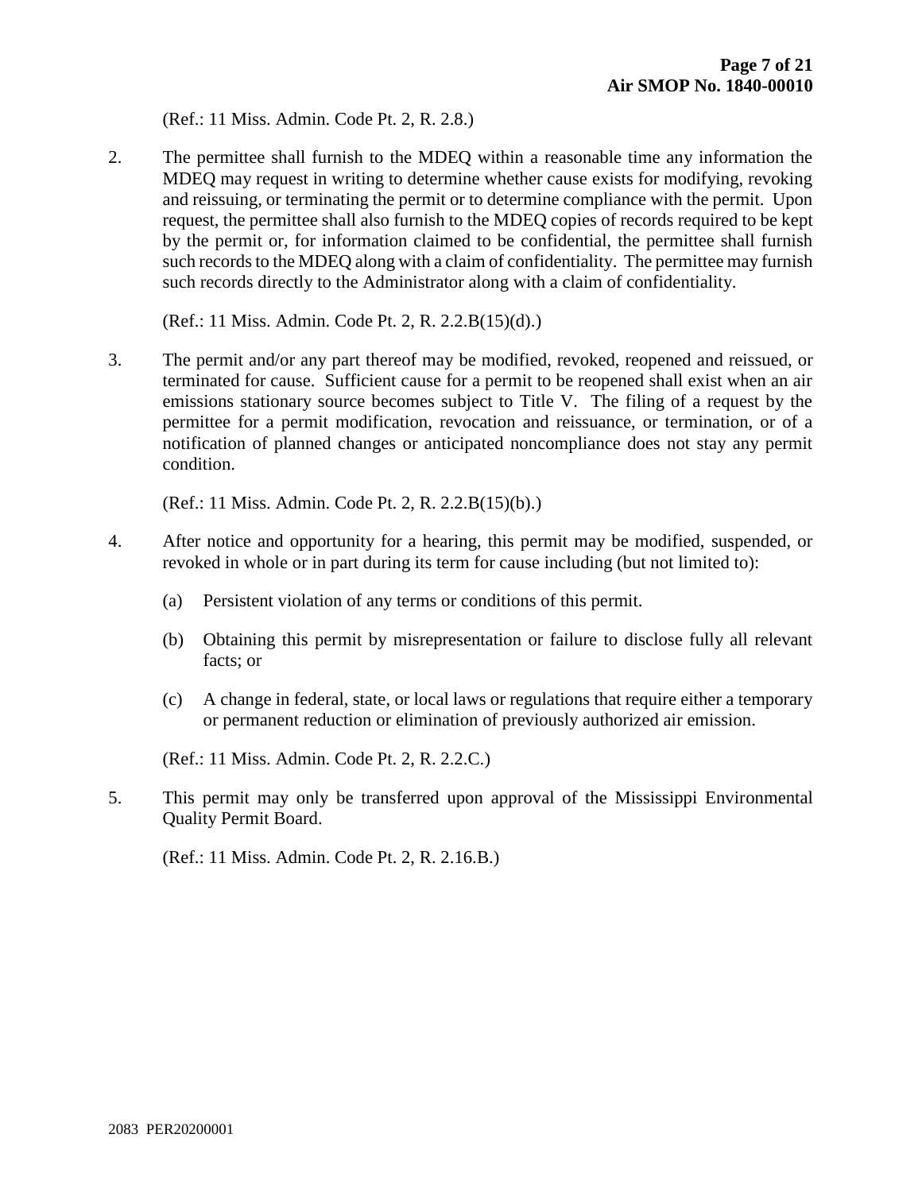(Ref.: 11 Miss. Admin. Code Pt. 2, R. 2.8.)

2. The permittee shall furnish to the MDEQ within a reasonable time any information the MDEQ may request in writing to determine whether cause exists for modifying, revoking and reissuing, or terminating the permit or to determine compliance with the permit. Upon request, the permittee shall also furnish to the MDEQ copies of records required to be kept by the permit or, for information claimed to be confidential, the permittee shall furnish such records to the MDEQ along with a claim of confidentiality. The permittee may furnish such records directly to the Administrator along with a claim of confidentiality.

   (Ref.: 11 Miss. Admin. Code Pt. 2, R. 2.2.B(15)(d).)

3. The permit and/or any part thereof may be modified, revoked, reopened and reissued, or terminated for cause. Sufficient cause for a permit to be reopened shall exist when an air emissions stationary source becomes subject to Title V. The filing of a request by the permittee for a permit modification, revocation and reissuance, or termination, or of a notification of planned changes or anticipated noncompliance does not stay any permit condition.

   (Ref.: 11 Miss. Admin. Code Pt. 2, R. 2.2.B(15)(b).)

4. After notice and opportunity for a hearing, this permit may be modified, suspended, or revoked in whole or in part during its term for cause including (but not limited to):

   (a) Persistent violation of any terms or conditions of this permit.

   (b) Obtaining this permit by misrepresentation or failure to disclose fully all relevant facts; or

   (c) A change in federal, state, or local laws or regulations that require either a temporary or permanent reduction or elimination of previously authorized air emission.

   (Ref.: 11 Miss. Admin. Code Pt. 2, R. 2.2.C.)

5. This permit may only be transferred upon approval of the Mississippi Environmental Quality Permit Board.

   (Ref.: 11 Miss. Admin. Code Pt. 2, R. 2.16.B.)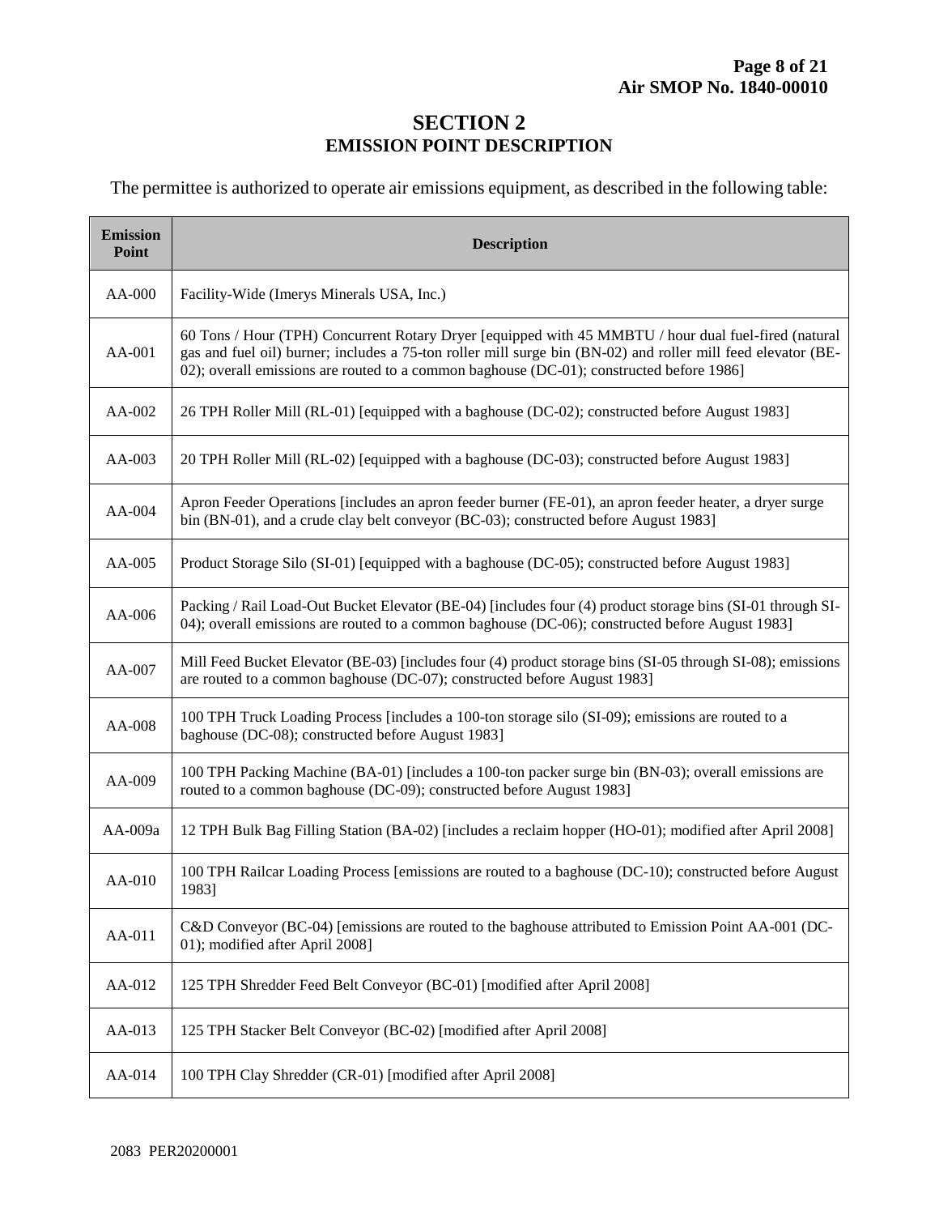# SECTION 2
## EMISSION POINT DESCRIPTION

The permittee is authorized to operate air emissions equipment, as described in the following table:

| Emission Point | Description |
|---|---|
| AA-000 | Facility-Wide (Imerys Minerals USA, Inc.) |
| AA-001 | 60 Tons / Hour (TPH) Concurrent Rotary Dryer [equipped with 45 MMBTU / hour dual fuel-fired (natural gas and fuel oil) burner; includes a 75-ton roller mill surge bin (BN-02) and roller mill feed elevator (BE-02); overall emissions are routed to a common baghouse (DC-01); constructed before 1986] |
| AA-002 | 26 TPH Roller Mill (RL-01) [equipped with a baghouse (DC-02); constructed before August 1983] |
| AA-003 | 20 TPH Roller Mill (RL-02) [equipped with a baghouse (DC-03); constructed before August 1983] |
| AA-004 | Apron Feeder Operations [includes an apron feeder burner (FE-01), an apron feeder heater, a dryer surge bin (BN-01), and a crude clay belt conveyor (BC-03); constructed before August 1983] |
| AA-005 | Product Storage Silo (SI-01) [equipped with a baghouse (DC-05); constructed before August 1983] |
| AA-006 | Packing / Rail Load-Out Bucket Elevator (BE-04) [includes four (4) product storage bins (SI-01 through SI-04); overall emissions are routed to a common baghouse (DC-06); constructed before August 1983] |
| AA-007 | Mill Feed Bucket Elevator (BE-03) [includes four (4) product storage bins (SI-05 through SI-08); emissions are routed to a common baghouse (DC-07); constructed before August 1983] |
| AA-008 | 100 TPH Truck Loading Process [includes a 100-ton storage silo (SI-09); emissions are routed to a baghouse (DC-08); constructed before August 1983] |
| AA-009 | 100 TPH Packing Machine (BA-01) [includes a 100-ton packer surge bin (BN-03); overall emissions are routed to a common baghouse (DC-09); constructed before August 1983] |
| AA-009a | 12 TPH Bulk Bag Filling Station (BA-02) [includes a reclaim hopper (HO-01); modified after April 2008] |
| AA-010 | 100 TPH Railcar Loading Process [emissions are routed to a baghouse (DC-10); constructed before August 1983] |
| AA-011 | C&D Conveyor (BC-04) [emissions are routed to the baghouse attributed to Emission Point AA-001 (DC-01); modified after April 2008] |
| AA-012 | 125 TPH Shredder Feed Belt Conveyor (BC-01) [modified after April 2008] |
| AA-013 | 125 TPH Stacker Belt Conveyor (BC-02) [modified after April 2008] |
| AA-014 | 100 TPH Clay Shredder (CR-01) [modified after April 2008] |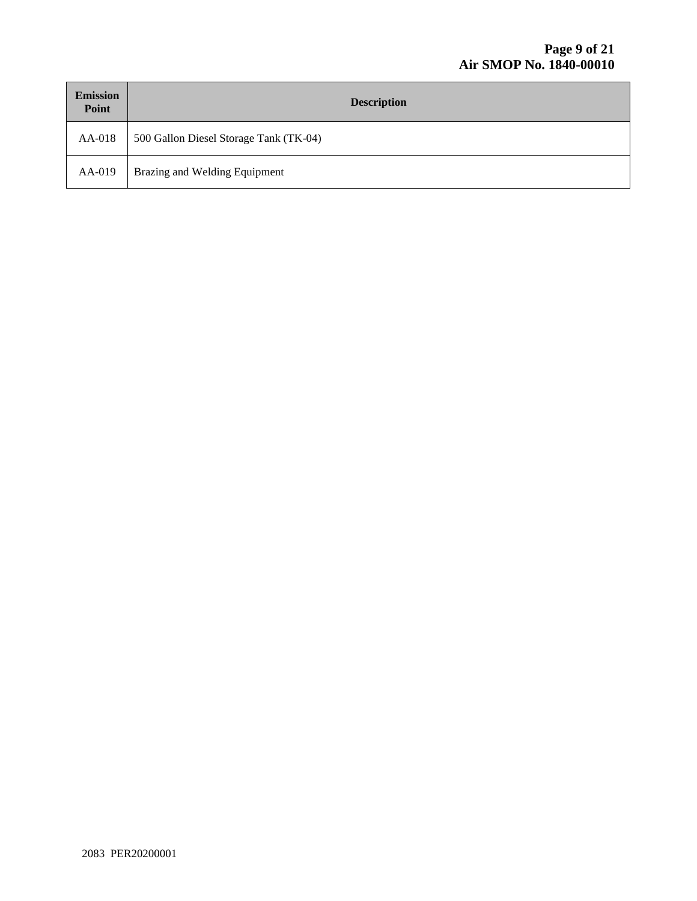| Emission Point | Description |
|---|---|
| AA-018 | 500 Gallon Diesel Storage Tank (TK-04) |
| AA-019 | Brazing and Welding Equipment |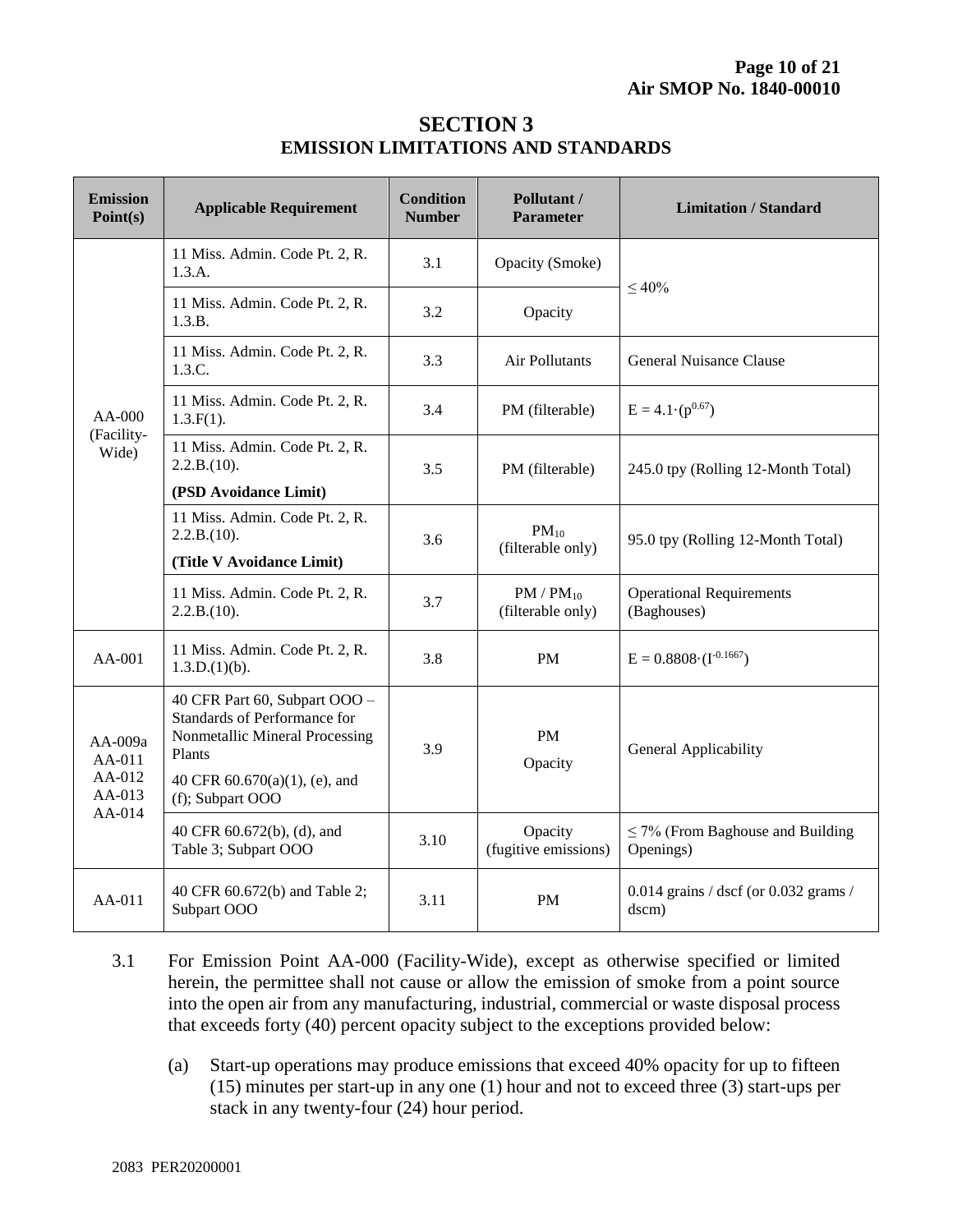# SECTION 3
## EMISSION LIMITATIONS AND STANDARDS

| Emission Point(s) | Applicable Requirement | Condition Number | Pollutant / Parameter | Limitation / Standard |
|---|---|---|---|---|
| AA-000 (Facility-Wide) | 11 Miss. Admin. Code Pt. 2, R. 1.3.A. | 3.1 | Opacity (Smoke) | ≤ 40% |
| | 11 Miss. Admin. Code Pt. 2, R. 1.3.B. | 3.2 | Opacity | |
| | 11 Miss. Admin. Code Pt. 2, R. 1.3.C. | 3.3 | Air Pollutants | General Nuisance Clause |
| | 11 Miss. Admin. Code Pt. 2, R. 1.3.F(1). | 3.4 | PM (filterable) | $E = 4.1 \cdot (p^{0.67})$ |
| | 11 Miss. Admin. Code Pt. 2, R. 2.2.B.(10). **(PSD Avoidance Limit)** | 3.5 | PM (filterable) | 245.0 tpy (Rolling 12-Month Total) |
| | 11 Miss. Admin. Code Pt. 2, R. 2.2.B.(10). **(Title V Avoidance Limit)** | 3.6 | $PM_{10}$ (filterable only) | 95.0 tpy (Rolling 12-Month Total) |
| | 11 Miss. Admin. Code Pt. 2, R. 2.2.B.(10). | 3.7 | PM / $PM_{10}$ (filterable only) | Operational Requirements (Baghouses) |
| AA-001 | 11 Miss. Admin. Code Pt. 2, R. 1.3.D.(1)(b). | 3.8 | PM | $E = 0.8808 \cdot (I^{-0.1667})$ |
| AA-009a AA-011 AA-012 AA-013 AA-014 | 40 CFR Part 60, Subpart OOO – Standards of Performance for Nonmetallic Mineral Processing Plants 40 CFR 60.670(a)(1), (e), and (f); Subpart OOO | 3.9 | PM Opacity | General Applicability |
| | 40 CFR 60.672(b), (d), and Table 3; Subpart OOO | 3.10 | Opacity (fugitive emissions) | ≤ 7% (From Baghouse and Building Openings) |
| AA-011 | 40 CFR 60.672(b) and Table 2; Subpart OOO | 3.11 | PM | 0.014 grains / dscf (or 0.032 grams / dscm) |

3.1 For Emission Point AA-000 (Facility-Wide), except as otherwise specified or limited herein, the permittee shall not cause or allow the emission of smoke from a point source into the open air from any manufacturing, industrial, commercial or waste disposal process that exceeds forty (40) percent opacity subject to the exceptions provided below:

(a) Start-up operations may produce emissions that exceed 40% opacity for up to fifteen (15) minutes per start-up in any one (1) hour and not to exceed three (3) start-ups per stack in any twenty-four (24) hour period.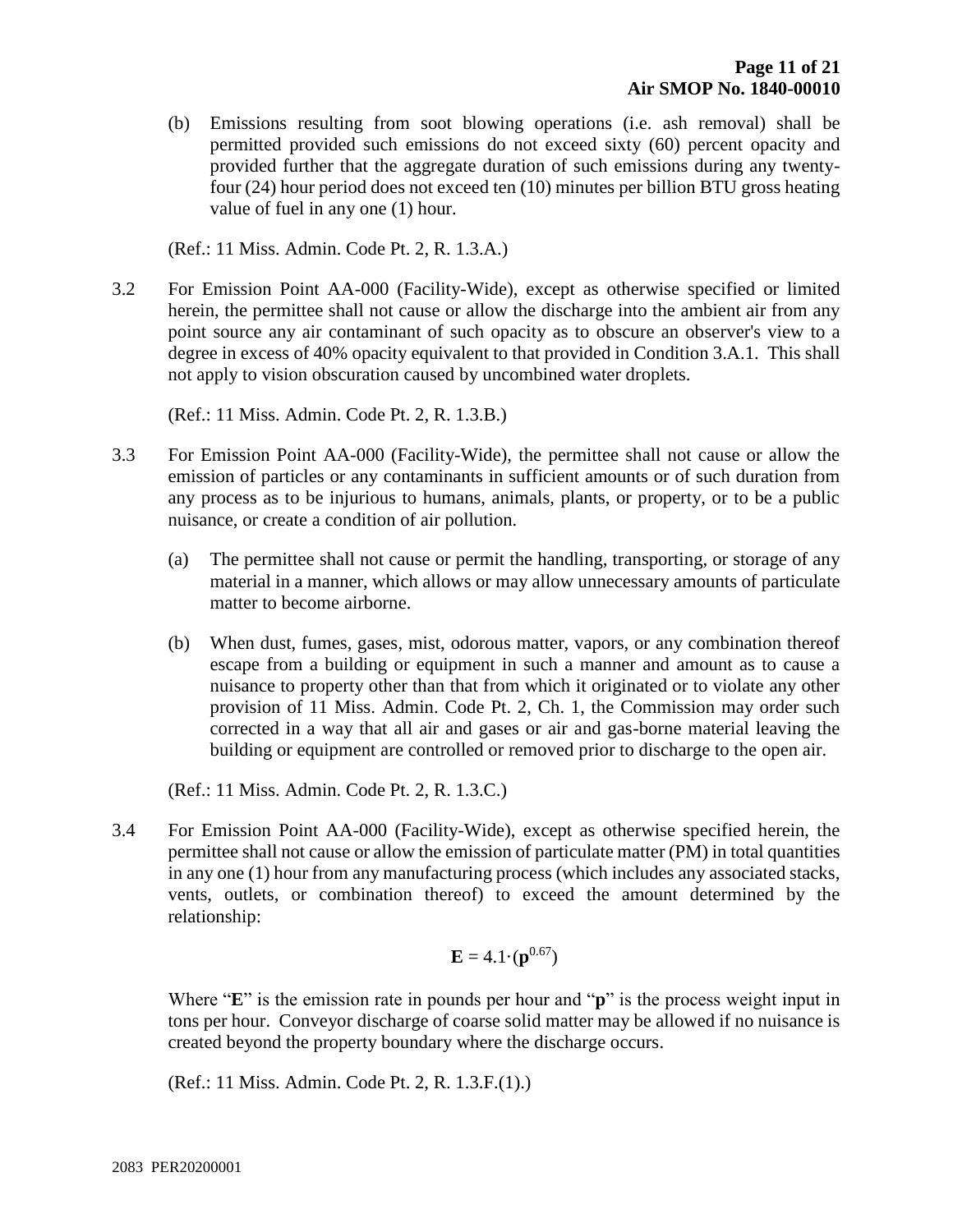(b) Emissions resulting from soot blowing operations (i.e. ash removal) shall be permitted provided such emissions do not exceed sixty (60) percent opacity and provided further that the aggregate duration of such emissions during any twenty-four (24) hour period does not exceed ten (10) minutes per billion BTU gross heating value of fuel in any one (1) hour.

(Ref.: 11 Miss. Admin. Code Pt. 2, R. 1.3.A.)

3.2 For Emission Point AA-000 (Facility-Wide), except as otherwise specified or limited herein, the permittee shall not cause or allow the discharge into the ambient air from any point source any air contaminant of such opacity as to obscure an observer's view to a degree in excess of 40% opacity equivalent to that provided in Condition 3.A.1. This shall not apply to vision obscuration caused by uncombined water droplets.

(Ref.: 11 Miss. Admin. Code Pt. 2, R. 1.3.B.)

3.3 For Emission Point AA-000 (Facility-Wide), the permittee shall not cause or allow the emission of particles or any contaminants in sufficient amounts or of such duration from any process as to be injurious to humans, animals, plants, or property, or to be a public nuisance, or create a condition of air pollution.

(a) The permittee shall not cause or permit the handling, transporting, or storage of any material in a manner, which allows or may allow unnecessary amounts of particulate matter to become airborne.

(b) When dust, fumes, gases, mist, odorous matter, vapors, or any combination thereof escape from a building or equipment in such a manner and amount as to cause a nuisance to property other than that from which it originated or to violate any other provision of 11 Miss. Admin. Code Pt. 2, Ch. 1, the Commission may order such corrected in a way that all air and gases or air and gas-borne material leaving the building or equipment are controlled or removed prior to discharge to the open air.

(Ref.: 11 Miss. Admin. Code Pt. 2, R. 1.3.C.)

3.4 For Emission Point AA-000 (Facility-Wide), except as otherwise specified herein, the permittee shall not cause or allow the emission of particulate matter (PM) in total quantities in any one (1) hour from any manufacturing process (which includes any associated stacks, vents, outlets, or combination thereof) to exceed the amount determined by the relationship:

$$\mathbf{E} = 4.1 \cdot (\mathbf{p}^{0.67})$$

Where "**E**" is the emission rate in pounds per hour and "**p**" is the process weight input in tons per hour. Conveyor discharge of coarse solid matter may be allowed if no nuisance is created beyond the property boundary where the discharge occurs.

(Ref.: 11 Miss. Admin. Code Pt. 2, R. 1.3.F.(1).)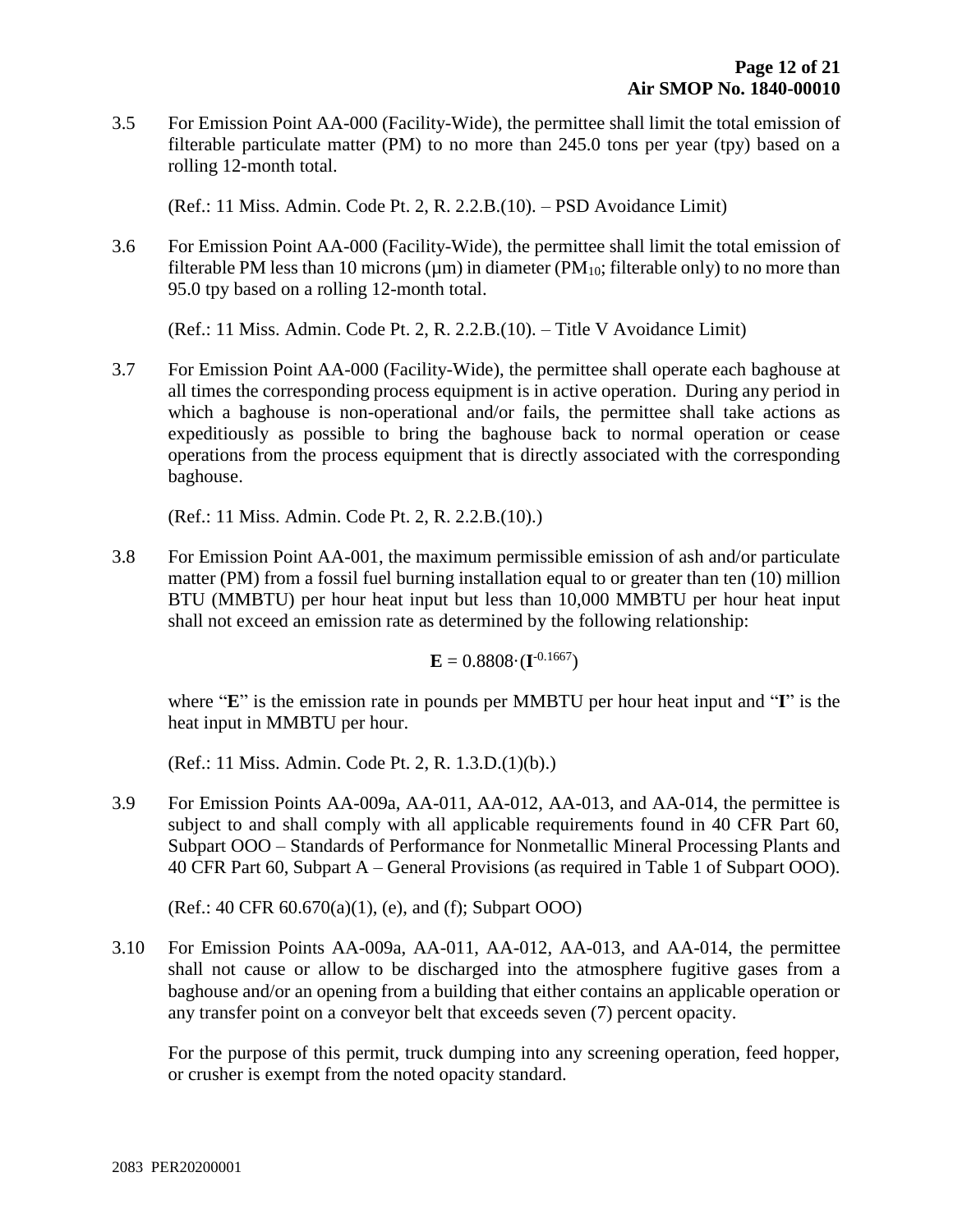3.5 For Emission Point AA-000 (Facility-Wide), the permittee shall limit the total emission of filterable particulate matter (PM) to no more than 245.0 tons per year (tpy) based on a rolling 12-month total.

(Ref.: 11 Miss. Admin. Code Pt. 2, R. 2.2.B.(10). – PSD Avoidance Limit)

3.6 For Emission Point AA-000 (Facility-Wide), the permittee shall limit the total emission of filterable PM less than 10 microns (μm) in diameter ($PM_{10}$; filterable only) to no more than 95.0 tpy based on a rolling 12-month total.

(Ref.: 11 Miss. Admin. Code Pt. 2, R. 2.2.B.(10). – Title V Avoidance Limit)

3.7 For Emission Point AA-000 (Facility-Wide), the permittee shall operate each baghouse at all times the corresponding process equipment is in active operation. During any period in which a baghouse is non-operational and/or fails, the permittee shall take actions as expeditiously as possible to bring the baghouse back to normal operation or cease operations from the process equipment that is directly associated with the corresponding baghouse.

(Ref.: 11 Miss. Admin. Code Pt. 2, R. 2.2.B.(10).)

3.8 For Emission Point AA-001, the maximum permissible emission of ash and/or particulate matter (PM) from a fossil fuel burning installation equal to or greater than ten (10) million BTU (MMBTU) per hour heat input but less than 10,000 MMBTU per hour heat input shall not exceed an emission rate as determined by the following relationship:

$$\mathbf{E} = 0.8808 \cdot (\mathbf{I}^{-0.1667})$$

where "**E**" is the emission rate in pounds per MMBTU per hour heat input and "**I**" is the heat input in MMBTU per hour.

(Ref.: 11 Miss. Admin. Code Pt. 2, R. 1.3.D.(1)(b).)

3.9 For Emission Points AA-009a, AA-011, AA-012, AA-013, and AA-014, the permittee is subject to and shall comply with all applicable requirements found in 40 CFR Part 60, Subpart OOO – Standards of Performance for Nonmetallic Mineral Processing Plants and 40 CFR Part 60, Subpart A – General Provisions (as required in Table 1 of Subpart OOO).

(Ref.: 40 CFR 60.670(a)(1), (e), and (f); Subpart OOO)

3.10 For Emission Points AA-009a, AA-011, AA-012, AA-013, and AA-014, the permittee shall not cause or allow to be discharged into the atmosphere fugitive gases from a baghouse and/or an opening from a building that either contains an applicable operation or any transfer point on a conveyor belt that exceeds seven (7) percent opacity.

For the purpose of this permit, truck dumping into any screening operation, feed hopper, or crusher is exempt from the noted opacity standard.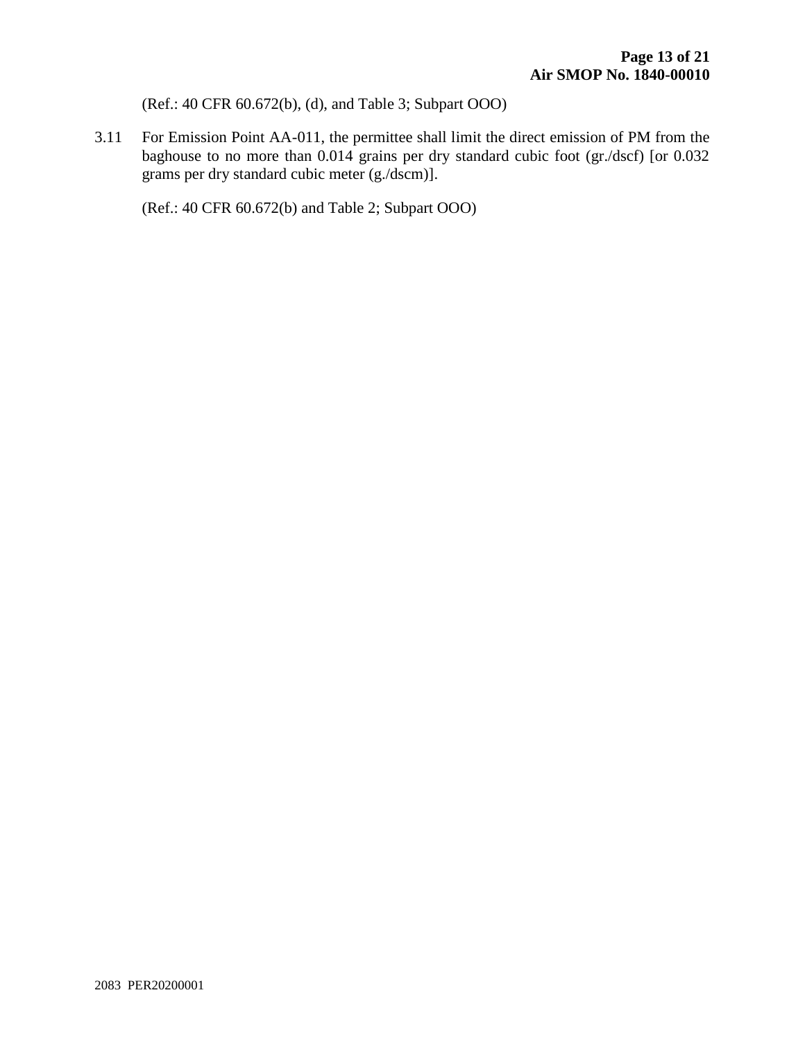(Ref.: 40 CFR 60.672(b), (d), and Table 3; Subpart OOO)

3.11 For Emission Point AA-011, the permittee shall limit the direct emission of PM from the baghouse to no more than 0.014 grains per dry standard cubic foot (gr./dscf) [or 0.032 grams per dry standard cubic meter (g./dscm)].

(Ref.: 40 CFR 60.672(b) and Table 2; Subpart OOO)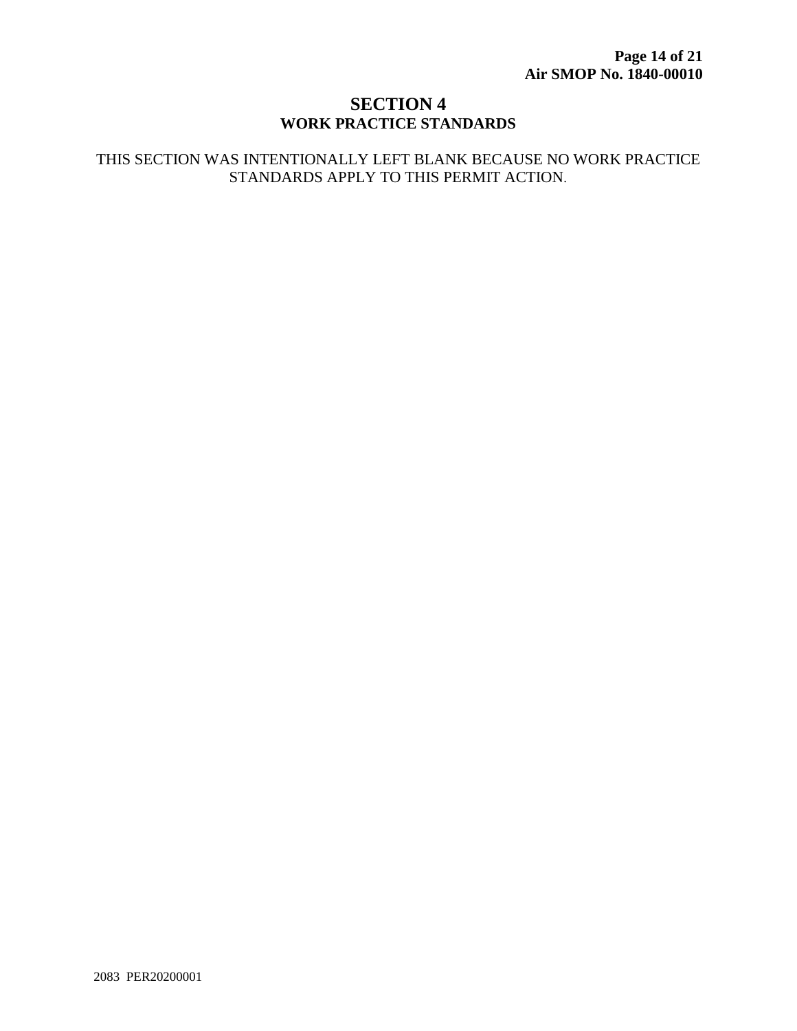# SECTION 4
## WORK PRACTICE STANDARDS

THIS SECTION WAS INTENTIONALLY LEFT BLANK BECAUSE NO WORK PRACTICE STANDARDS APPLY TO THIS PERMIT ACTION.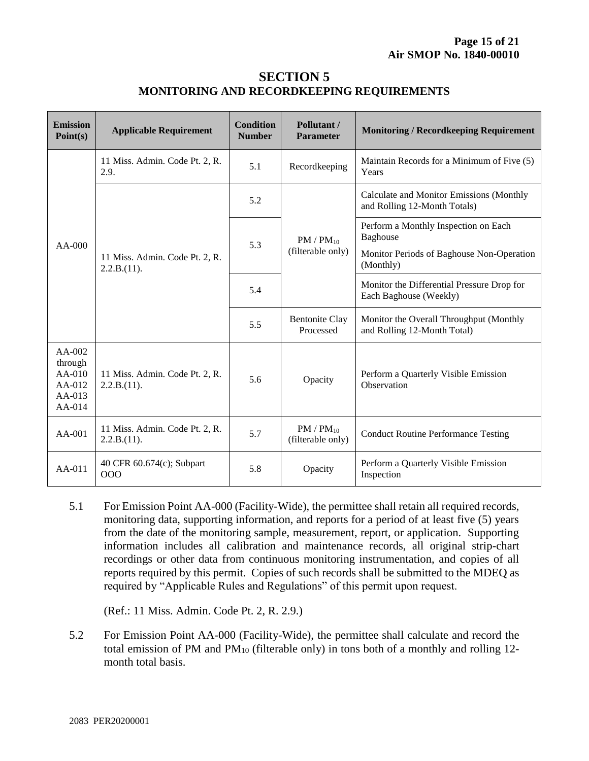# SECTION 5
## MONITORING AND RECORDKEEPING REQUIREMENTS

| Emission Point(s) | Applicable Requirement | Condition Number | Pollutant / Parameter | Monitoring / Recordkeeping Requirement |
|---|---|---|---|---|
| AA-000 | 11 Miss. Admin. Code Pt. 2, R. 2.9. | 5.1 | Recordkeeping | Maintain Records for a Minimum of Five (5) Years |
| | 11 Miss. Admin. Code Pt. 2, R. 2.2.B.(11). | 5.2 | PM / $PM_{10}$ (filterable only) | Calculate and Monitor Emissions (Monthly and Rolling 12-Month Totals) |
| | | 5.3 | | Perform a Monthly Inspection on Each Baghouse<br>Monitor Periods of Baghouse Non-Operation (Monthly) |
| | | 5.4 | | Monitor the Differential Pressure Drop for Each Baghouse (Weekly) |
| | | 5.5 | Bentonite Clay Processed | Monitor the Overall Throughput (Monthly and Rolling 12-Month Total) |
| AA-002 through AA-010<br>AA-012<br>AA-013<br>AA-014 | 11 Miss. Admin. Code Pt. 2, R. 2.2.B.(11). | 5.6 | Opacity | Perform a Quarterly Visible Emission Observation |
| AA-001 | 11 Miss. Admin. Code Pt. 2, R. 2.2.B.(11). | 5.7 | PM / $PM_{10}$ (filterable only) | Conduct Routine Performance Testing |
| AA-011 | 40 CFR 60.674(c); Subpart OOO | 5.8 | Opacity | Perform a Quarterly Visible Emission Inspection |

5.1 For Emission Point AA-000 (Facility-Wide), the permittee shall retain all required records, monitoring data, supporting information, and reports for a period of at least five (5) years from the date of the monitoring sample, measurement, report, or application. Supporting information includes all calibration and maintenance records, all original strip-chart recordings or other data from continuous monitoring instrumentation, and copies of all reports required by this permit. Copies of such records shall be submitted to the MDEQ as required by "Applicable Rules and Regulations" of this permit upon request.

(Ref.: 11 Miss. Admin. Code Pt. 2, R. 2.9.)

5.2 For Emission Point AA-000 (Facility-Wide), the permittee shall calculate and record the total emission of PM and $PM_{10}$ (filterable only) in tons both of a monthly and rolling 12-month total basis.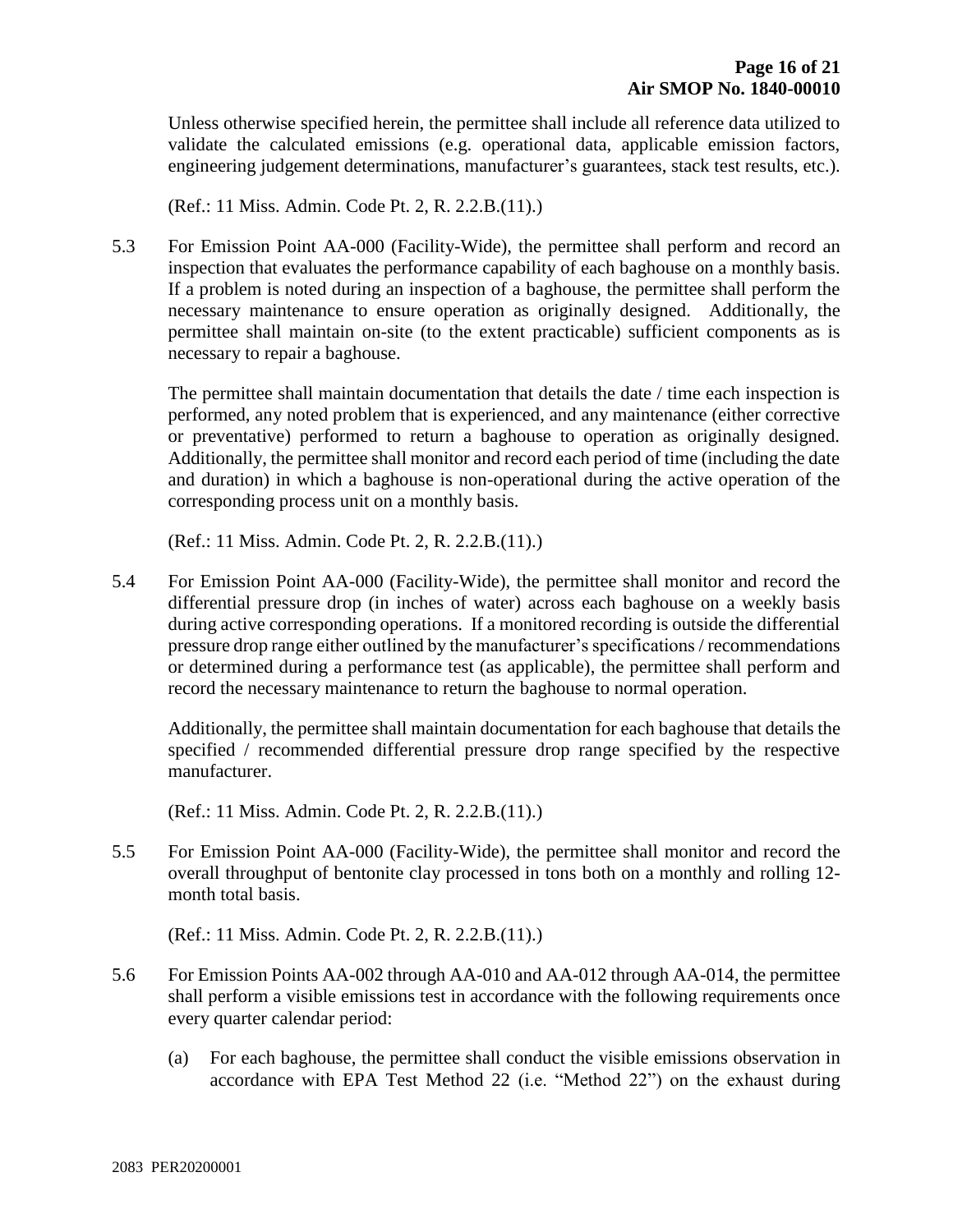Unless otherwise specified herein, the permittee shall include all reference data utilized to validate the calculated emissions (e.g. operational data, applicable emission factors, engineering judgement determinations, manufacturer's guarantees, stack test results, etc.).

(Ref.: 11 Miss. Admin. Code Pt. 2, R. 2.2.B.(11).)

5.3 For Emission Point AA-000 (Facility-Wide), the permittee shall perform and record an inspection that evaluates the performance capability of each baghouse on a monthly basis. If a problem is noted during an inspection of a baghouse, the permittee shall perform the necessary maintenance to ensure operation as originally designed. Additionally, the permittee shall maintain on-site (to the extent practicable) sufficient components as is necessary to repair a baghouse.

The permittee shall maintain documentation that details the date / time each inspection is performed, any noted problem that is experienced, and any maintenance (either corrective or preventative) performed to return a baghouse to operation as originally designed. Additionally, the permittee shall monitor and record each period of time (including the date and duration) in which a baghouse is non-operational during the active operation of the corresponding process unit on a monthly basis.

(Ref.: 11 Miss. Admin. Code Pt. 2, R. 2.2.B.(11).)

5.4 For Emission Point AA-000 (Facility-Wide), the permittee shall monitor and record the differential pressure drop (in inches of water) across each baghouse on a weekly basis during active corresponding operations. If a monitored recording is outside the differential pressure drop range either outlined by the manufacturer's specifications / recommendations or determined during a performance test (as applicable), the permittee shall perform and record the necessary maintenance to return the baghouse to normal operation.

Additionally, the permittee shall maintain documentation for each baghouse that details the specified / recommended differential pressure drop range specified by the respective manufacturer.

(Ref.: 11 Miss. Admin. Code Pt. 2, R. 2.2.B.(11).)

5.5 For Emission Point AA-000 (Facility-Wide), the permittee shall monitor and record the overall throughput of bentonite clay processed in tons both on a monthly and rolling 12-month total basis.

(Ref.: 11 Miss. Admin. Code Pt. 2, R. 2.2.B.(11).)

5.6 For Emission Points AA-002 through AA-010 and AA-012 through AA-014, the permittee shall perform a visible emissions test in accordance with the following requirements once every quarter calendar period:

(a) For each baghouse, the permittee shall conduct the visible emissions observation in accordance with EPA Test Method 22 (i.e. "Method 22") on the exhaust during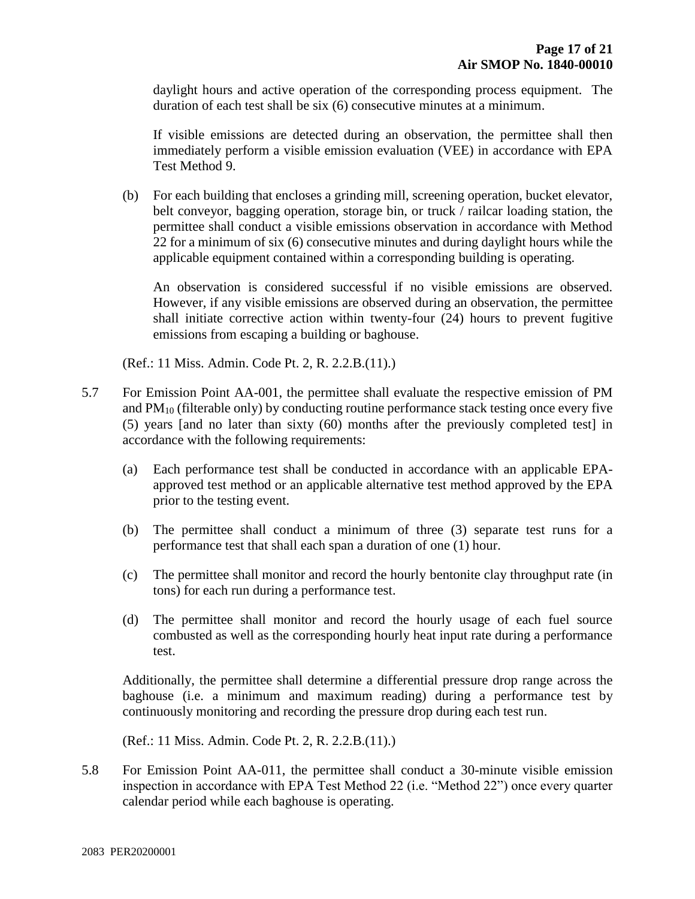daylight hours and active operation of the corresponding process equipment. The duration of each test shall be six (6) consecutive minutes at a minimum.

If visible emissions are detected during an observation, the permittee shall then immediately perform a visible emission evaluation (VEE) in accordance with EPA Test Method 9.

(b) For each building that encloses a grinding mill, screening operation, bucket elevator, belt conveyor, bagging operation, storage bin, or truck / railcar loading station, the permittee shall conduct a visible emissions observation in accordance with Method 22 for a minimum of six (6) consecutive minutes and during daylight hours while the applicable equipment contained within a corresponding building is operating.

An observation is considered successful if no visible emissions are observed. However, if any visible emissions are observed during an observation, the permittee shall initiate corrective action within twenty-four (24) hours to prevent fugitive emissions from escaping a building or baghouse.

(Ref.: 11 Miss. Admin. Code Pt. 2, R. 2.2.B.(11).)

5.7 For Emission Point AA-001, the permittee shall evaluate the respective emission of PM and $PM_{10}$ (filterable only) by conducting routine performance stack testing once every five (5) years [and no later than sixty (60) months after the previously completed test] in accordance with the following requirements:

(a) Each performance test shall be conducted in accordance with an applicable EPA-approved test method or an applicable alternative test method approved by the EPA prior to the testing event.

(b) The permittee shall conduct a minimum of three (3) separate test runs for a performance test that shall each span a duration of one (1) hour.

(c) The permittee shall monitor and record the hourly bentonite clay throughput rate (in tons) for each run during a performance test.

(d) The permittee shall monitor and record the hourly usage of each fuel source combusted as well as the corresponding hourly heat input rate during a performance test.

Additionally, the permittee shall determine a differential pressure drop range across the baghouse (i.e. a minimum and maximum reading) during a performance test by continuously monitoring and recording the pressure drop during each test run.

(Ref.: 11 Miss. Admin. Code Pt. 2, R. 2.2.B.(11).)

5.8 For Emission Point AA-011, the permittee shall conduct a 30-minute visible emission inspection in accordance with EPA Test Method 22 (i.e. "Method 22") once every quarter calendar period while each baghouse is operating.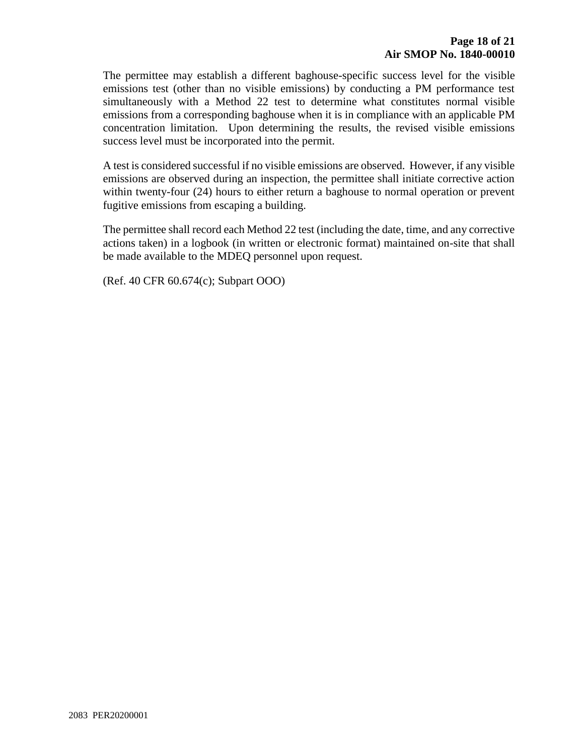The permittee may establish a different baghouse-specific success level for the visible emissions test (other than no visible emissions) by conducting a PM performance test simultaneously with a Method 22 test to determine what constitutes normal visible emissions from a corresponding baghouse when it is in compliance with an applicable PM concentration limitation. Upon determining the results, the revised visible emissions success level must be incorporated into the permit.

A test is considered successful if no visible emissions are observed. However, if any visible emissions are observed during an inspection, the permittee shall initiate corrective action within twenty-four (24) hours to either return a baghouse to normal operation or prevent fugitive emissions from escaping a building.

The permittee shall record each Method 22 test (including the date, time, and any corrective actions taken) in a logbook (in written or electronic format) maintained on-site that shall be made available to the MDEQ personnel upon request.

(Ref. 40 CFR 60.674(c); Subpart OOO)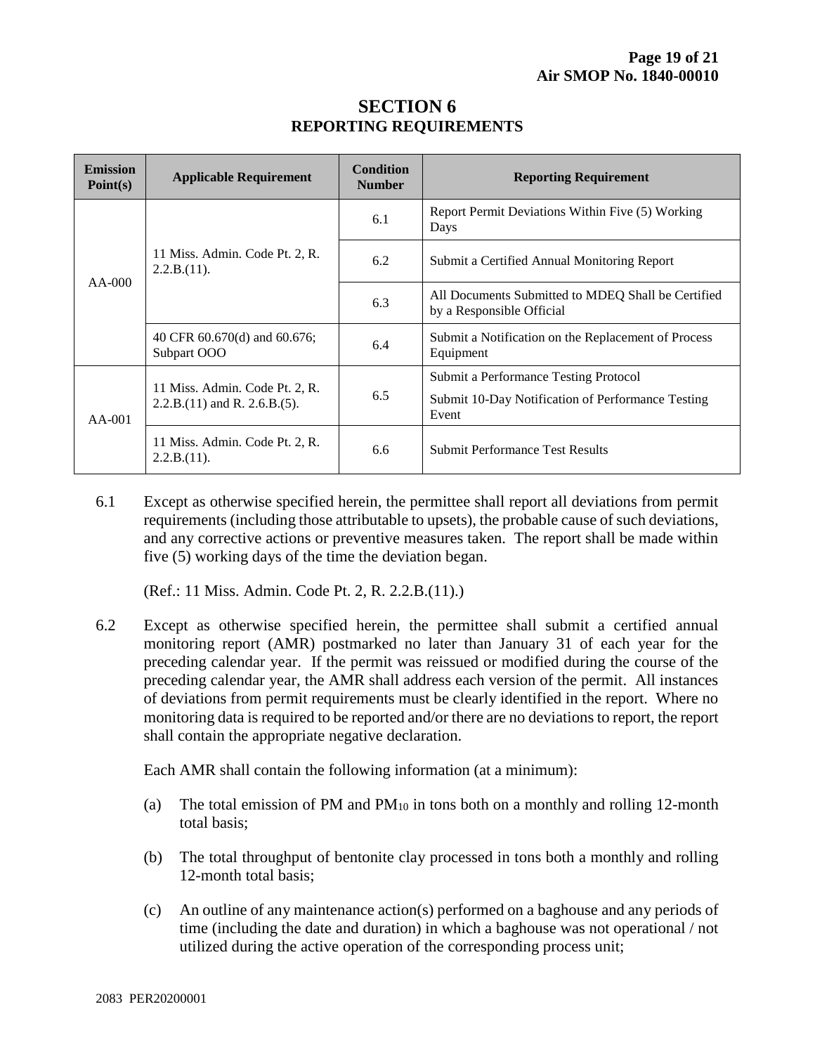# SECTION 6
## REPORTING REQUIREMENTS

| Emission Point(s) | Applicable Requirement | Condition Number | Reporting Requirement |
|---|---|---|---|
| AA-000 | 11 Miss. Admin. Code Pt. 2, R. 2.2.B.(11). | 6.1 | Report Permit Deviations Within Five (5) Working Days |
| | | 6.2 | Submit a Certified Annual Monitoring Report |
| | | 6.3 | All Documents Submitted to MDEQ Shall be Certified by a Responsible Official |
| | 40 CFR 60.670(d) and 60.676; Subpart OOO | 6.4 | Submit a Notification on the Replacement of Process Equipment |
| AA-001 | 11 Miss. Admin. Code Pt. 2, R. 2.2.B.(11) and R. 2.6.B.(5). | 6.5 | Submit a Performance Testing Protocol<br>Submit 10-Day Notification of Performance Testing Event |
| | 11 Miss. Admin. Code Pt. 2, R. 2.2.B.(11). | 6.6 | Submit Performance Test Results |

6.1 Except as otherwise specified herein, the permittee shall report all deviations from permit requirements (including those attributable to upsets), the probable cause of such deviations, and any corrective actions or preventive measures taken. The report shall be made within five (5) working days of the time the deviation began.

(Ref.: 11 Miss. Admin. Code Pt. 2, R. 2.2.B.(11).)

6.2 Except as otherwise specified herein, the permittee shall submit a certified annual monitoring report (AMR) postmarked no later than January 31 of each year for the preceding calendar year. If the permit was reissued or modified during the course of the preceding calendar year, the AMR shall address each version of the permit. All instances of deviations from permit requirements must be clearly identified in the report. Where no monitoring data is required to be reported and/or there are no deviations to report, the report shall contain the appropriate negative declaration.

Each AMR shall contain the following information (at a minimum):

(a) The total emission of PM and $PM_{10}$ in tons both on a monthly and rolling 12-month total basis;

(b) The total throughput of bentonite clay processed in tons both a monthly and rolling 12-month total basis;

(c) An outline of any maintenance action(s) performed on a baghouse and any periods of time (including the date and duration) in which a baghouse was not operational / not utilized during the active operation of the corresponding process unit;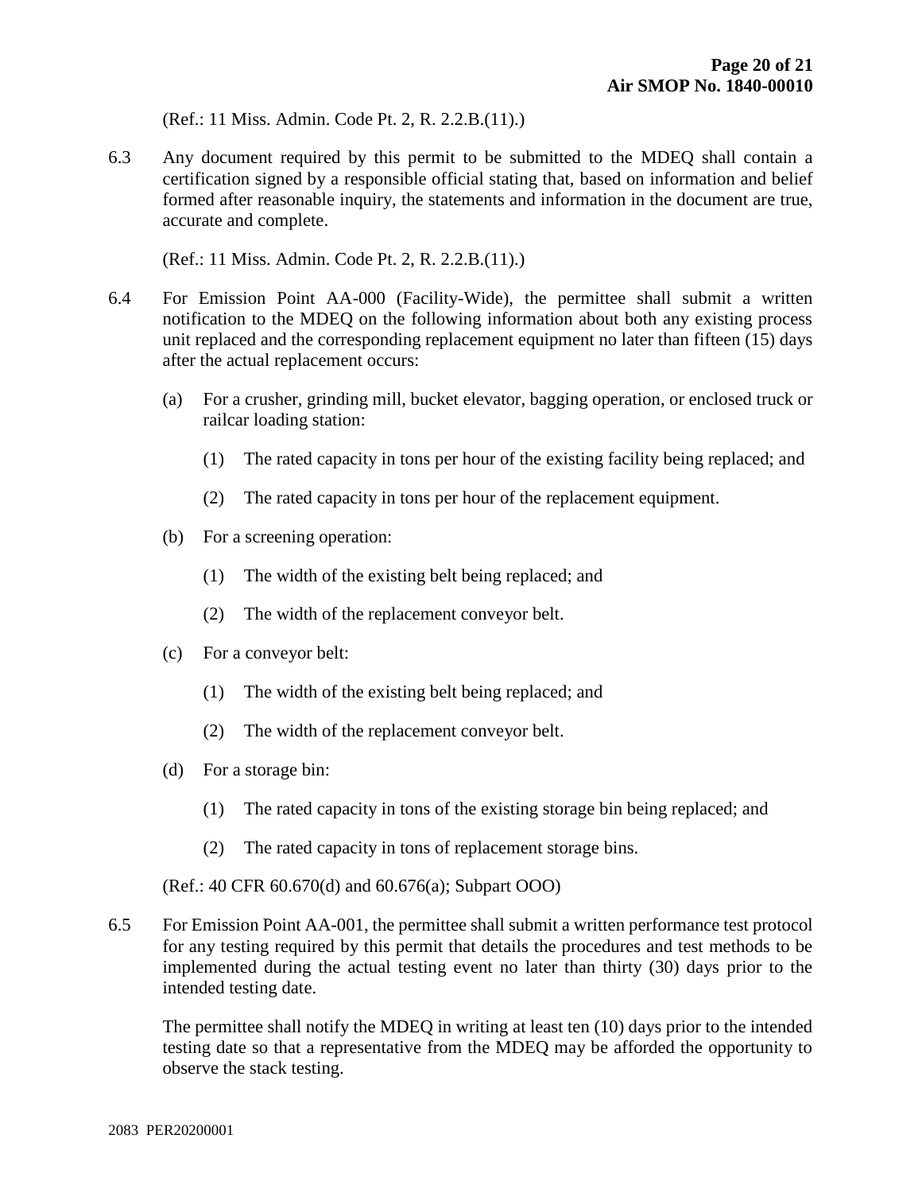(Ref.: 11 Miss. Admin. Code Pt. 2, R. 2.2.B.(11).)

6.3 Any document required by this permit to be submitted to the MDEQ shall contain a certification signed by a responsible official stating that, based on information and belief formed after reasonable inquiry, the statements and information in the document are true, accurate and complete.

(Ref.: 11 Miss. Admin. Code Pt. 2, R. 2.2.B.(11).)

6.4 For Emission Point AA-000 (Facility-Wide), the permittee shall submit a written notification to the MDEQ on the following information about both any existing process unit replaced and the corresponding replacement equipment no later than fifteen (15) days after the actual replacement occurs:

(a) For a crusher, grinding mill, bucket elevator, bagging operation, or enclosed truck or railcar loading station:

(1) The rated capacity in tons per hour of the existing facility being replaced; and

(2) The rated capacity in tons per hour of the replacement equipment.

(b) For a screening operation:

(1) The width of the existing belt being replaced; and

(2) The width of the replacement conveyor belt.

(c) For a conveyor belt:

(1) The width of the existing belt being replaced; and

(2) The width of the replacement conveyor belt.

(d) For a storage bin:

(1) The rated capacity in tons of the existing storage bin being replaced; and

(2) The rated capacity in tons of replacement storage bins.

(Ref.: 40 CFR 60.670(d) and 60.676(a); Subpart OOO)

6.5 For Emission Point AA-001, the permittee shall submit a written performance test protocol for any testing required by this permit that details the procedures and test methods to be implemented during the actual testing event no later than thirty (30) days prior to the intended testing date.

The permittee shall notify the MDEQ in writing at least ten (10) days prior to the intended testing date so that a representative from the MDEQ may be afforded the opportunity to observe the stack testing.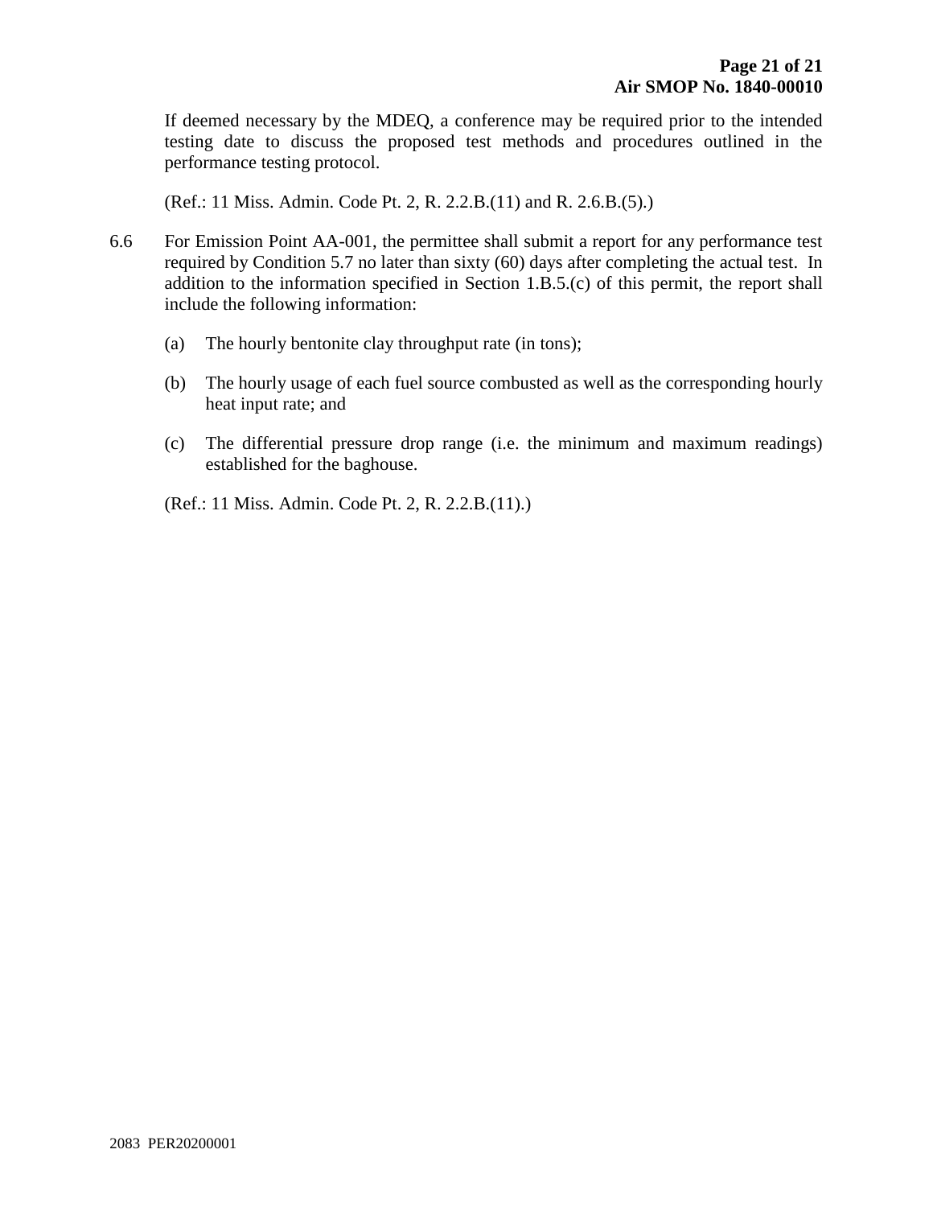If deemed necessary by the MDEQ, a conference may be required prior to the intended testing date to discuss the proposed test methods and procedures outlined in the performance testing protocol.

(Ref.: 11 Miss. Admin. Code Pt. 2, R. 2.2.B.(11) and R. 2.6.B.(5).)

6.6 For Emission Point AA-001, the permittee shall submit a report for any performance test required by Condition 5.7 no later than sixty (60) days after completing the actual test. In addition to the information specified in Section 1.B.5.(c) of this permit, the report shall include the following information:

(a) The hourly bentonite clay throughput rate (in tons);

(b) The hourly usage of each fuel source combusted as well as the corresponding hourly heat input rate; and

(c) The differential pressure drop range (i.e. the minimum and maximum readings) established for the baghouse.

(Ref.: 11 Miss. Admin. Code Pt. 2, R. 2.2.B.(11).)

2083 PER20200001